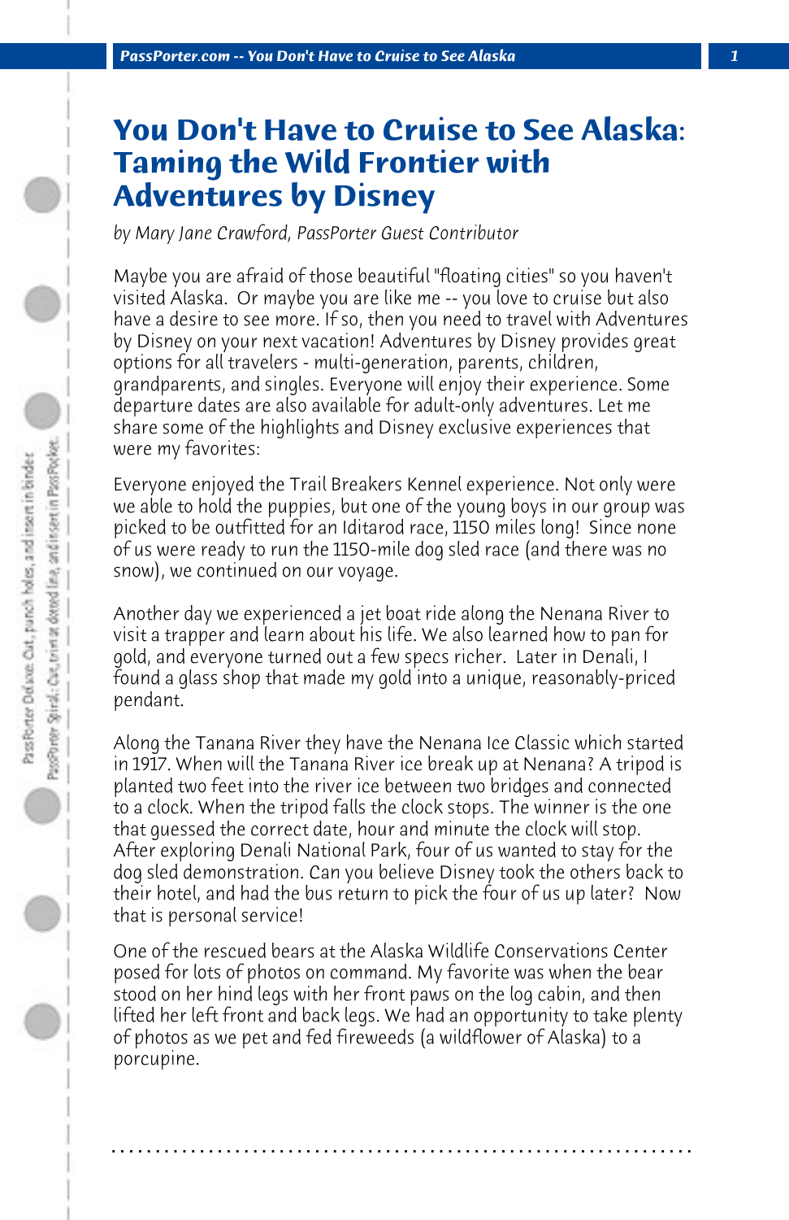# You Don't Have to Cruise to See Alaska: Taming the Wild Frontier with Adventures by Disney

*by Mary Jane Crawford, PassPorter Guest Contributor*

Maybe you are afraid of those beautiful "floating cities" so you haven't visited Alaska. Or maybe you are like me -- you love to cruise but also have a desire to see more. If so, then you need to travel with Adventures by Disney on your next vacation! Adventures by Disney provides great options for all travelers - multi-generation, parents, children, grandparents, and singles. Everyone will enjoy their experience. Some departure dates are also available for adult-only adventures. Let me share some of the highlights and Disney exclusive experiences that were my favorites:

Everyone enjoyed the Trail Breakers Kennel experience. Not only were we able to hold the puppies, but one of the young boys in our group was picked to be outfitted for an Iditarod race, 1150 miles long! Since none of us were ready to run the 1150-mile dog sled race (and there was no snow), we continued on our voyage.

Another day we experienced a jet boat ride along the Nenana River to visit a trapper and learn about his life. We also learned how to pan for gold, and everyone turned out a few specs richer. Later in Denali, I found a glass shop that made my gold into a unique, reasonably-priced pendant.

Along the Tanana River they have the Nenana Ice Classic which started in 1917. When will the Tanana River ice break up at Nenana? A tripod is planted two feet into the river ice between two bridges and connected to a clock. When the tripod falls the clock stops. The winner is the one that guessed the correct date, hour and minute the clock will stop. After exploring Denali National Park, four of us wanted to stay for the dog sled demonstration. Can you believe Disney took the others back to their hotel, and had the bus return to pick the four of us up later? Now that is personal service!

One of the rescued bears at the Alaska Wildlife Conservations Center posed for lots of photos on command. My favorite was when the bear stood on her hind legs with her front paws on the log cabin, and then lifted her left front and back legs. We had an opportunity to take plenty of photos as we pet and fed fireweeds (a wildflower of Alaska) to a porcupine.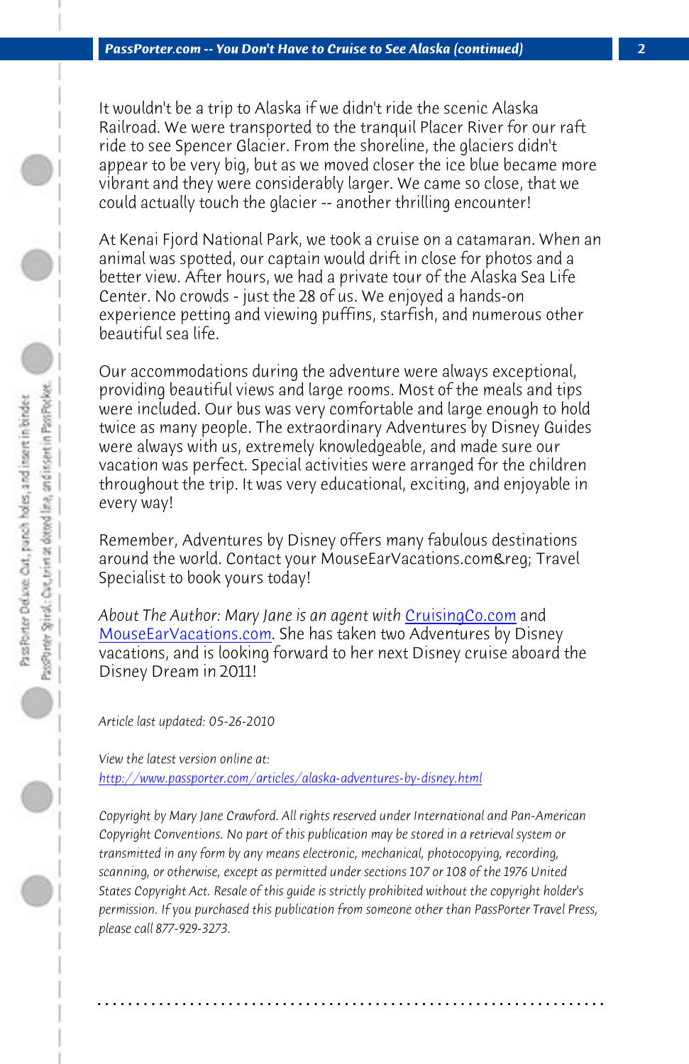It wouldn't be a trip to Alaska if we didn't ride the scenic Alaska Railroad. We were transported to the tranquil Placer River for our raft ride to see Spencer Glacier. From the shoreline, the glaciers didn't appear to be very big, but as we moved closer the ice blue became more vibrant and they were considerably larger. We came so close, that we could actually touch the glacier -- another thrilling encounter!

At Kenai Fjord National Park, we took a cruise on a catamaran. When an animal was spotted, our captain would drift in close for photos and a better view. After hours, we had a private tour of the Alaska Sea Life Center. No crowds - just the 28 of us. We enjoyed a hands-on experience petting and viewing puffins, starfish, and numerous other beautiful sea life.

Our accommodations during the adventure were always exceptional, providing beautiful views and large rooms. Most of the meals and tips were included. Our bus was very comfortable and large enough to hold twice as many people. The extraordinary Adventures by Disney Guides were always with us, extremely knowledgeable, and made sure our vacation was perfect. Special activities were arranged for the children throughout the trip. It was very educational, exciting, and enjoyable in every way!

Remember, Adventures by Disney offers many fabulous destinations around the world. Contact your MouseEarVacations.com&reg; Travel Specialist to book yours today!

*About The Author: Mary Jane is an agent with* [CruisingCo.com]() and [MouseEarVacations.com](). She has taken two Adventures by Disney vacations, and is looking forward to her next Disney cruise aboard the Disney Dream in 2011!

*Article last updated: 05-26-2010*

*View the latest version online at:*
*[http://www.passporter.com/articles/alaska-adventures-by-disney.html](http://www.passporter.com/articles/alaska-adventures-by-disney.html)*

*Copyright by Mary Jane Crawford. All rights reserved under International and Pan-American Copyright Conventions. No part of this publication may be stored in a retrieval system or transmitted in any form by any means electronic, mechanical, photocopying, recording, scanning, or otherwise, except as permitted under sections 107 or 108 of the 1976 United States Copyright Act. Resale of this guide is strictly prohibited without the copyright holder's permission. If you purchased this publication from someone other than PassPorter Travel Press, please call 877-929-3273.*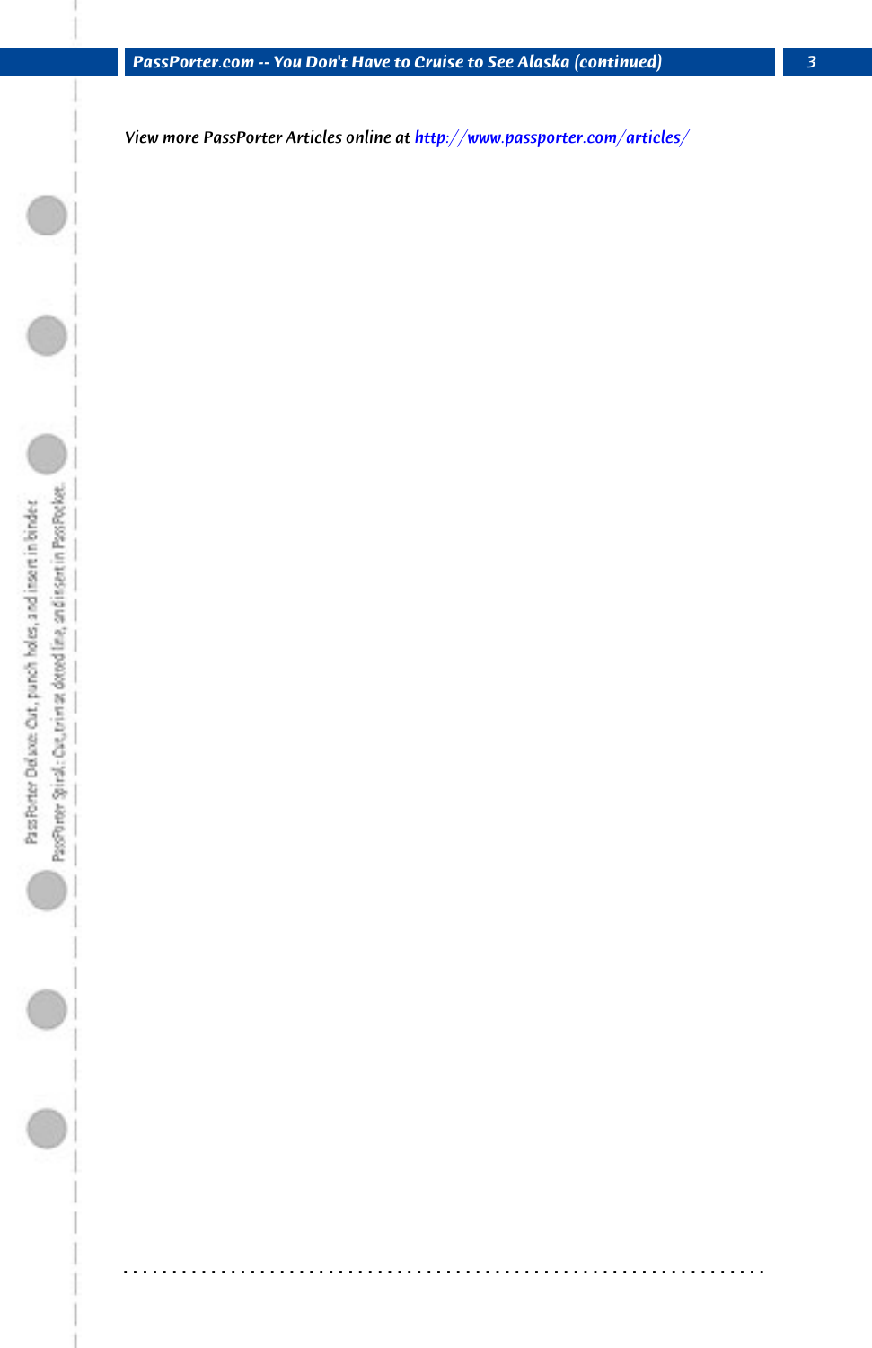*View more PassPorter Articles online at [http://www.passporter.com/articles/](http://www.passporter.com/articles/)*